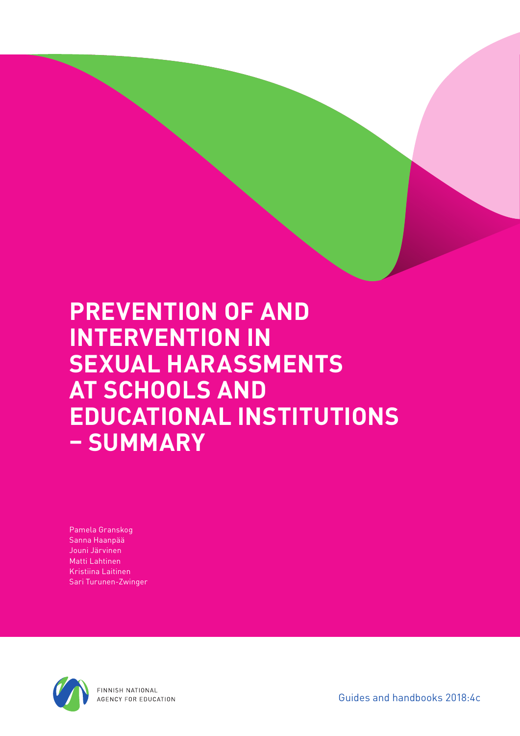# PREVENTION OF AND INTERVENTION IN SEXUAL HARASSMENTS AT SCHOOLS AND EDUCATIONAL INSTITUTIONS – SUMMARY

Pamela Granskog
Sanna Haanpää
Jouni Järvinen
Matti Lahtinen
Kristiina Laitinen
Sari Turunen-Zwinger

FINNISH NATIONAL AGENCY FOR EDUCATION

Guides and handbooks 2018:4c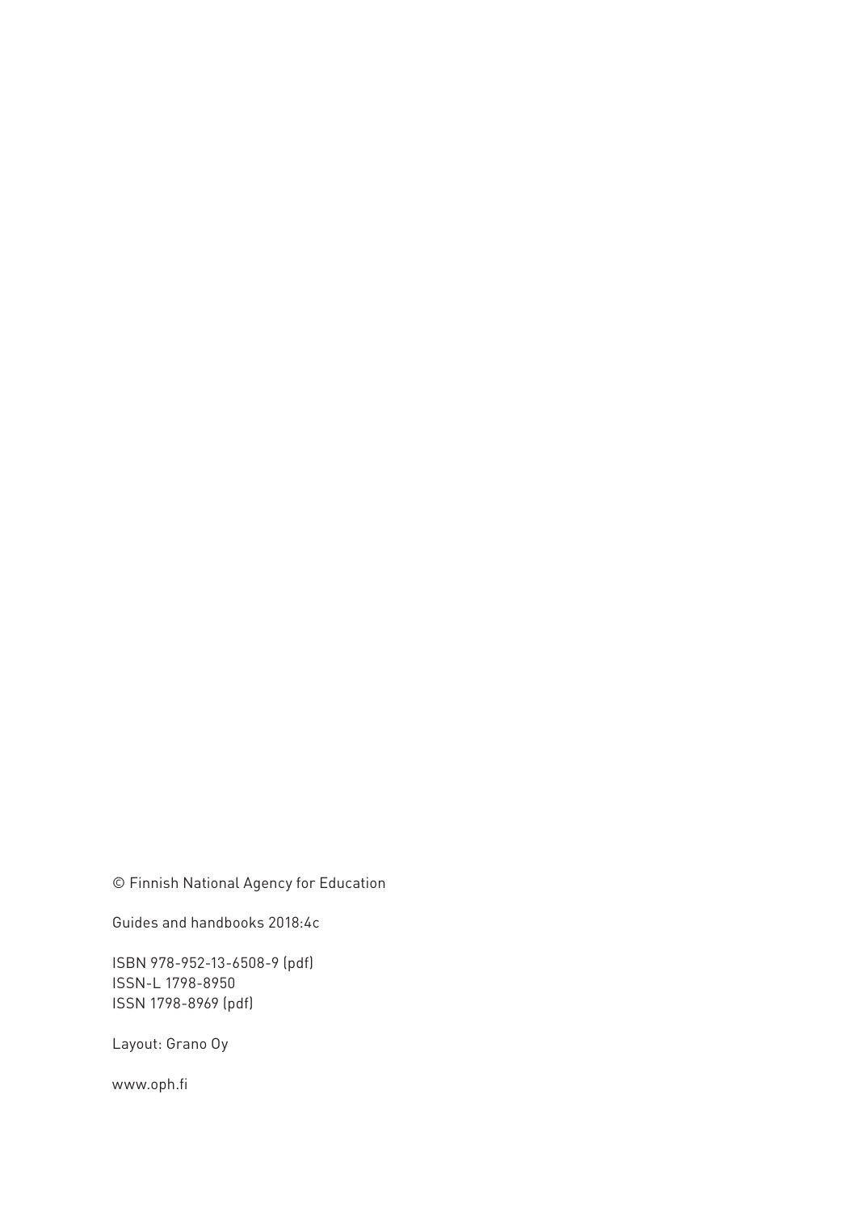© Finnish National Agency for Education

Guides and handbooks 2018:4c

ISBN 978-952-13-6508-9 (pdf)
ISSN-L 1798-8950
ISSN 1798-8969 (pdf)

Layout: Grano Oy

www.oph.fi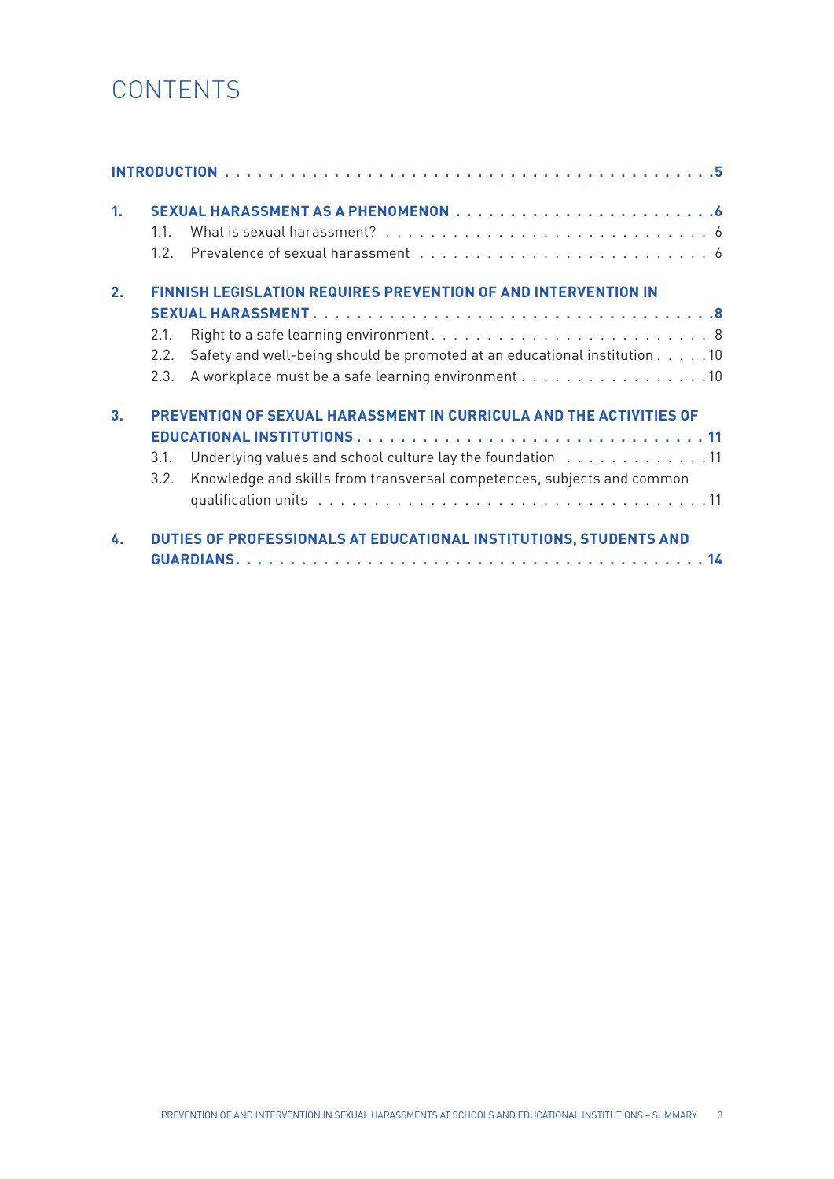# CONTENTS

**INTRODUCTION** . . . . . . . . . . . . . . . . . . . . . . . . . . . . . . . . . . . . . . . . . . . . . **5**

**1. SEXUAL HARASSMENT AS A PHENOMENON** . . . . . . . . . . . . . . . . . . . . . . . **6**

- 1.1. What is sexual harassment? . . . . . . . . . . . . . . . . . . . . . . . . . . . . . 6
- 1.2. Prevalence of sexual harassment . . . . . . . . . . . . . . . . . . . . . . . . . 6

**2. FINNISH LEGISLATION REQUIRES PREVENTION OF AND INTERVENTION IN SEXUAL HARASSMENT** . . . . . . . . . . . . . . . . . . . . . . . . . . . . . . . . . . . **8**

- 2.1. Right to a safe learning environment . . . . . . . . . . . . . . . . . . . . . . . . 8
- 2.2. Safety and well-being should be promoted at an educational institution . . . . . 10
- 2.3. A workplace must be a safe learning environment . . . . . . . . . . . . . . . . 10

**3. PREVENTION OF SEXUAL HARASSMENT IN CURRICULA AND THE ACTIVITIES OF EDUCATIONAL INSTITUTIONS** . . . . . . . . . . . . . . . . . . . . . . . . . . . . . . **11**

- 3.1. Underlying values and school culture lay the foundation . . . . . . . . . . . . . 11
- 3.2. Knowledge and skills from transversal competences, subjects and common qualification units . . . . . . . . . . . . . . . . . . . . . . . . . . . . . . . . . . 11

**4. DUTIES OF PROFESSIONALS AT EDUCATIONAL INSTITUTIONS, STUDENTS AND GUARDIANS** . . . . . . . . . . . . . . . . . . . . . . . . . . . . . . . . . . . . . . . **14**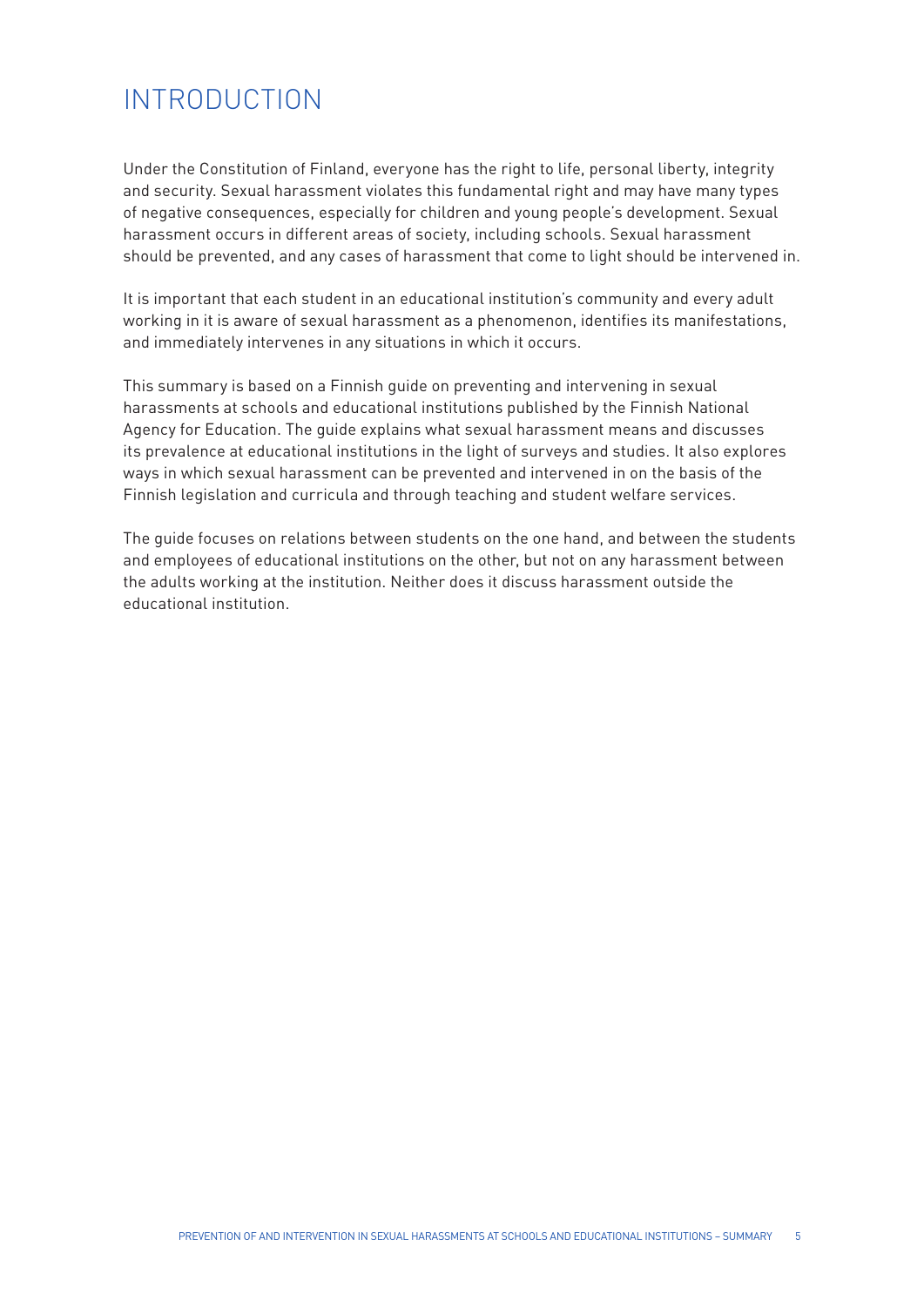# INTRODUCTION

Under the Constitution of Finland, everyone has the right to life, personal liberty, integrity and security. Sexual harassment violates this fundamental right and may have many types of negative consequences, especially for children and young people's development. Sexual harassment occurs in different areas of society, including schools. Sexual harassment should be prevented, and any cases of harassment that come to light should be intervened in.

It is important that each student in an educational institution's community and every adult working in it is aware of sexual harassment as a phenomenon, identifies its manifestations, and immediately intervenes in any situations in which it occurs.

This summary is based on a Finnish guide on preventing and intervening in sexual harassments at schools and educational institutions published by the Finnish National Agency for Education. The guide explains what sexual harassment means and discusses its prevalence at educational institutions in the light of surveys and studies. It also explores ways in which sexual harassment can be prevented and intervened in on the basis of the Finnish legislation and curricula and through teaching and student welfare services.

The guide focuses on relations between students on the one hand, and between the students and employees of educational institutions on the other, but not on any harassment between the adults working at the institution. Neither does it discuss harassment outside the educational institution.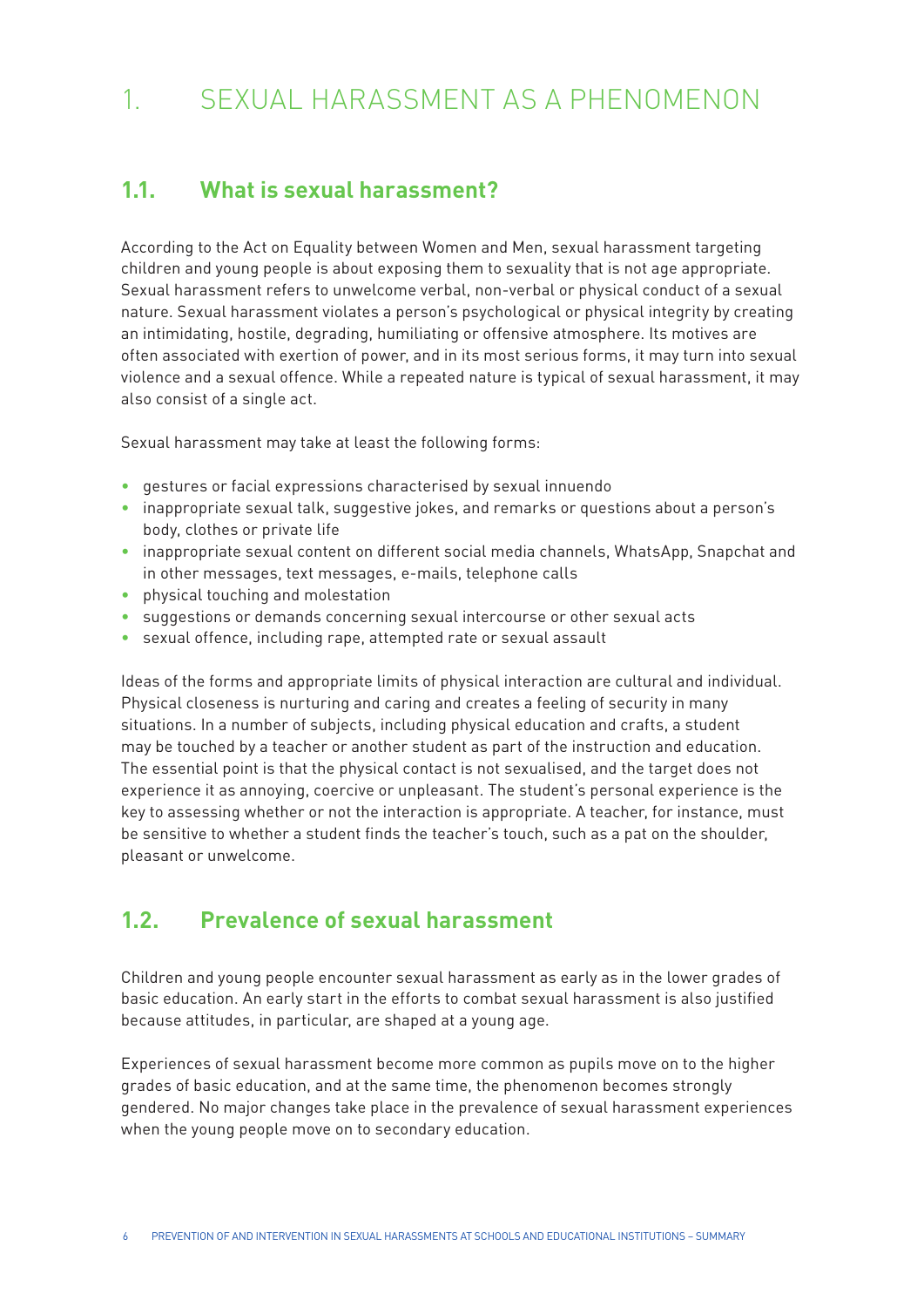# 1. SEXUAL HARASSMENT AS A PHENOMENON

## 1.1. What is sexual harassment?

According to the Act on Equality between Women and Men, sexual harassment targeting children and young people is about exposing them to sexuality that is not age appropriate. Sexual harassment refers to unwelcome verbal, non-verbal or physical conduct of a sexual nature. Sexual harassment violates a person's psychological or physical integrity by creating an intimidating, hostile, degrading, humiliating or offensive atmosphere. Its motives are often associated with exertion of power, and in its most serious forms, it may turn into sexual violence and a sexual offence. While a repeated nature is typical of sexual harassment, it may also consist of a single act.

Sexual harassment may take at least the following forms:

- gestures or facial expressions characterised by sexual innuendo
- inappropriate sexual talk, suggestive jokes, and remarks or questions about a person's body, clothes or private life
- inappropriate sexual content on different social media channels, WhatsApp, Snapchat and in other messages, text messages, e-mails, telephone calls
- physical touching and molestation
- suggestions or demands concerning sexual intercourse or other sexual acts
- sexual offence, including rape, attempted rate or sexual assault

Ideas of the forms and appropriate limits of physical interaction are cultural and individual. Physical closeness is nurturing and caring and creates a feeling of security in many situations. In a number of subjects, including physical education and crafts, a student may be touched by a teacher or another student as part of the instruction and education. The essential point is that the physical contact is not sexualised, and the target does not experience it as annoying, coercive or unpleasant. The student's personal experience is the key to assessing whether or not the interaction is appropriate. A teacher, for instance, must be sensitive to whether a student finds the teacher's touch, such as a pat on the shoulder, pleasant or unwelcome.

## 1.2. Prevalence of sexual harassment

Children and young people encounter sexual harassment as early as in the lower grades of basic education. An early start in the efforts to combat sexual harassment is also justified because attitudes, in particular, are shaped at a young age.

Experiences of sexual harassment become more common as pupils move on to the higher grades of basic education, and at the same time, the phenomenon becomes strongly gendered. No major changes take place in the prevalence of sexual harassment experiences when the young people move on to secondary education.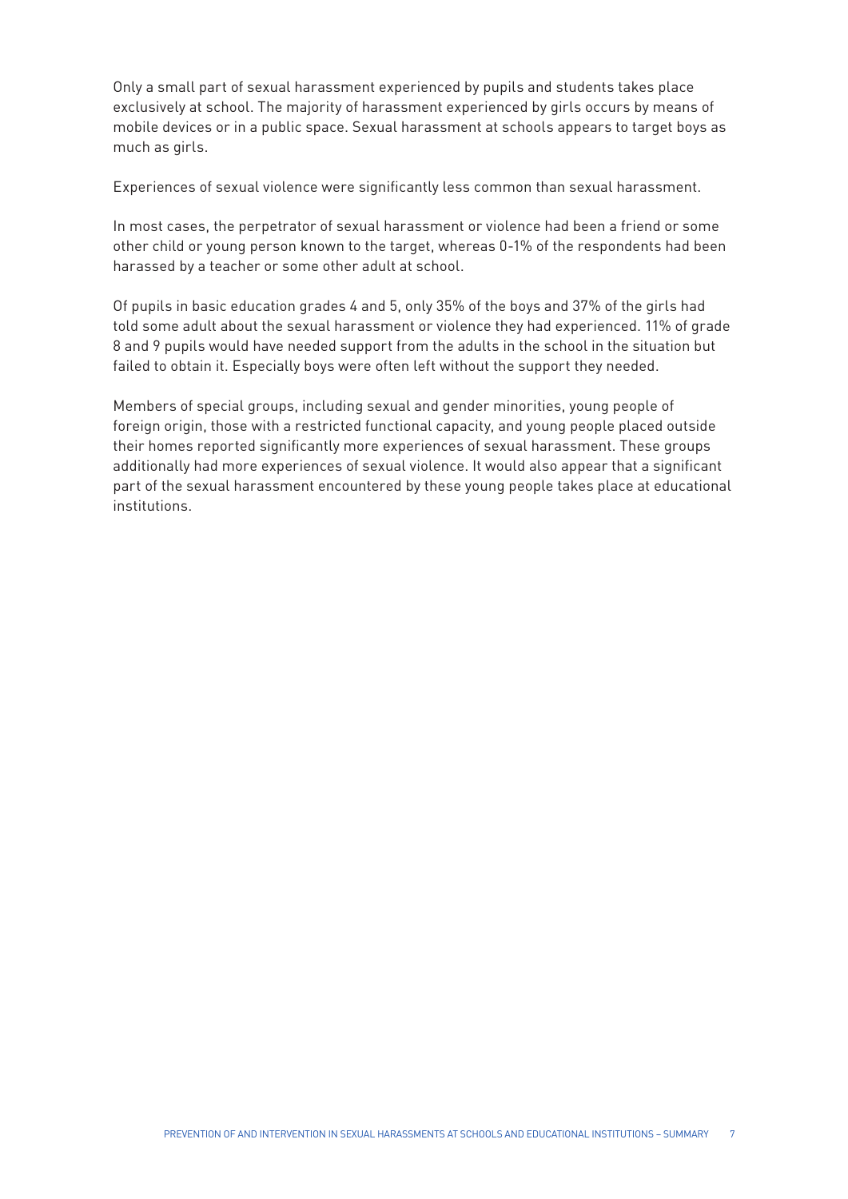Only a small part of sexual harassment experienced by pupils and students takes place exclusively at school. The majority of harassment experienced by girls occurs by means of mobile devices or in a public space. Sexual harassment at schools appears to target boys as much as girls.

Experiences of sexual violence were significantly less common than sexual harassment.

In most cases, the perpetrator of sexual harassment or violence had been a friend or some other child or young person known to the target, whereas 0-1% of the respondents had been harassed by a teacher or some other adult at school.

Of pupils in basic education grades 4 and 5, only 35% of the boys and 37% of the girls had told some adult about the sexual harassment or violence they had experienced. 11% of grade 8 and 9 pupils would have needed support from the adults in the school in the situation but failed to obtain it. Especially boys were often left without the support they needed.

Members of special groups, including sexual and gender minorities, young people of foreign origin, those with a restricted functional capacity, and young people placed outside their homes reported significantly more experiences of sexual harassment. These groups additionally had more experiences of sexual violence. It would also appear that a significant part of the sexual harassment encountered by these young people takes place at educational institutions.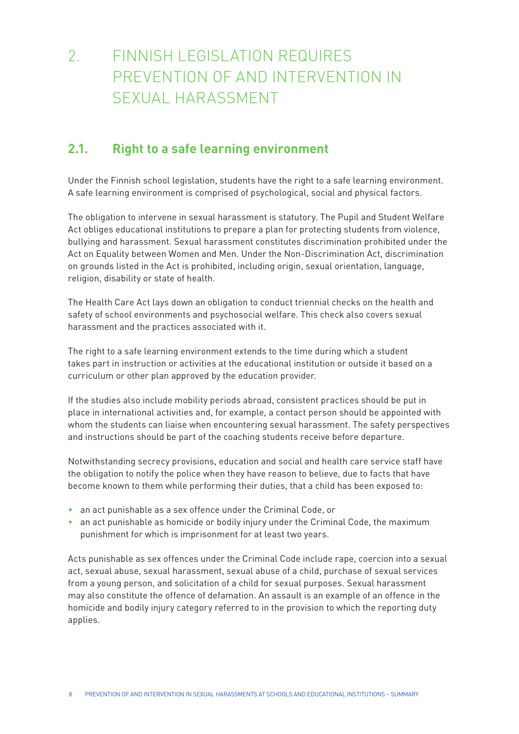# 2. FINNISH LEGISLATION REQUIRES PREVENTION OF AND INTERVENTION IN SEXUAL HARASSMENT

## 2.1. Right to a safe learning environment

Under the Finnish school legislation, students have the right to a safe learning environment. A safe learning environment is comprised of psychological, social and physical factors.

The obligation to intervene in sexual harassment is statutory. The Pupil and Student Welfare Act obliges educational institutions to prepare a plan for protecting students from violence, bullying and harassment. Sexual harassment constitutes discrimination prohibited under the Act on Equality between Women and Men. Under the Non-Discrimination Act, discrimination on grounds listed in the Act is prohibited, including origin, sexual orientation, language, religion, disability or state of health.

The Health Care Act lays down an obligation to conduct triennial checks on the health and safety of school environments and psychosocial welfare. This check also covers sexual harassment and the practices associated with it.

The right to a safe learning environment extends to the time during which a student takes part in instruction or activities at the educational institution or outside it based on a curriculum or other plan approved by the education provider.

If the studies also include mobility periods abroad, consistent practices should be put in place in international activities and, for example, a contact person should be appointed with whom the students can liaise when encountering sexual harassment. The safety perspectives and instructions should be part of the coaching students receive before departure.

Notwithstanding secrecy provisions, education and social and health care service staff have the obligation to notify the police when they have reason to believe, due to facts that have become known to them while performing their duties, that a child has been exposed to:

- an act punishable as a sex offence under the Criminal Code, or
- an act punishable as homicide or bodily injury under the Criminal Code, the maximum punishment for which is imprisonment for at least two years.

Acts punishable as sex offences under the Criminal Code include rape, coercion into a sexual act, sexual abuse, sexual harassment, sexual abuse of a child, purchase of sexual services from a young person, and solicitation of a child for sexual purposes. Sexual harassment may also constitute the offence of defamation. An assault is an example of an offence in the homicide and bodily injury category referred to in the provision to which the reporting duty applies.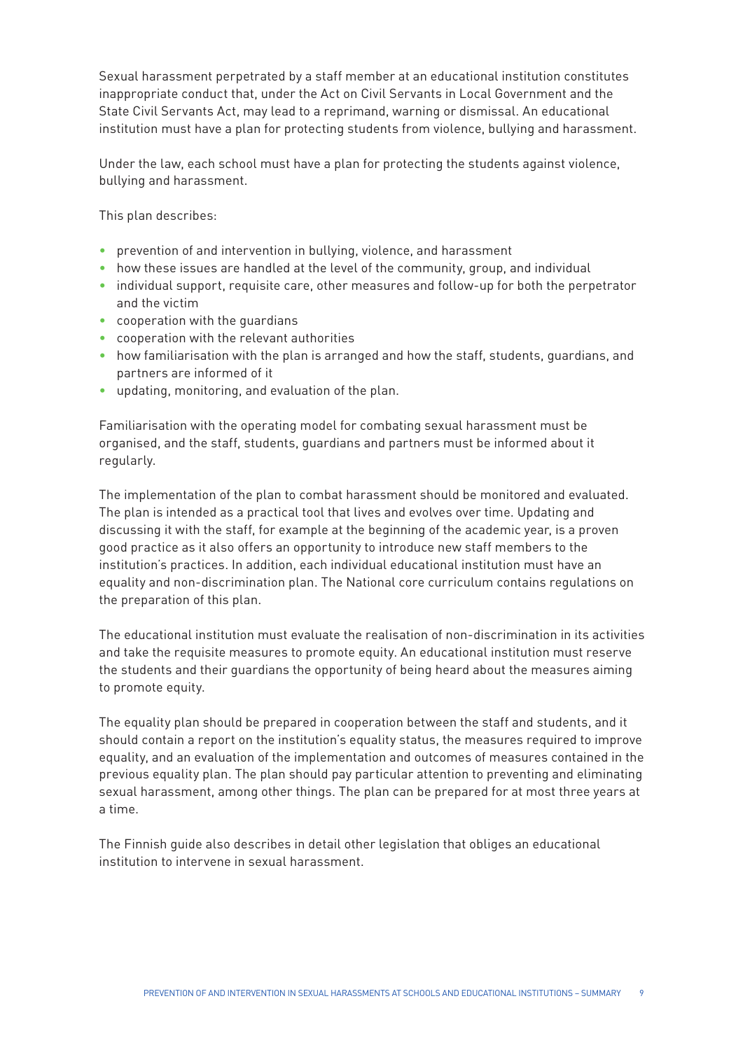Sexual harassment perpetrated by a staff member at an educational institution constitutes inappropriate conduct that, under the Act on Civil Servants in Local Government and the State Civil Servants Act, may lead to a reprimand, warning or dismissal. An educational institution must have a plan for protecting students from violence, bullying and harassment.

Under the law, each school must have a plan for protecting the students against violence, bullying and harassment.

This plan describes:

- prevention of and intervention in bullying, violence, and harassment
- how these issues are handled at the level of the community, group, and individual
- individual support, requisite care, other measures and follow-up for both the perpetrator and the victim
- cooperation with the guardians
- cooperation with the relevant authorities
- how familiarisation with the plan is arranged and how the staff, students, guardians, and partners are informed of it
- updating, monitoring, and evaluation of the plan.

Familiarisation with the operating model for combating sexual harassment must be organised, and the staff, students, guardians and partners must be informed about it regularly.

The implementation of the plan to combat harassment should be monitored and evaluated. The plan is intended as a practical tool that lives and evolves over time. Updating and discussing it with the staff, for example at the beginning of the academic year, is a proven good practice as it also offers an opportunity to introduce new staff members to the institution's practices. In addition, each individual educational institution must have an equality and non-discrimination plan. The National core curriculum contains regulations on the preparation of this plan.

The educational institution must evaluate the realisation of non-discrimination in its activities and take the requisite measures to promote equity. An educational institution must reserve the students and their guardians the opportunity of being heard about the measures aiming to promote equity.

The equality plan should be prepared in cooperation between the staff and students, and it should contain a report on the institution's equality status, the measures required to improve equality, and an evaluation of the implementation and outcomes of measures contained in the previous equality plan. The plan should pay particular attention to preventing and eliminating sexual harassment, among other things. The plan can be prepared for at most three years at a time.

The Finnish guide also describes in detail other legislation that obliges an educational institution to intervene in sexual harassment.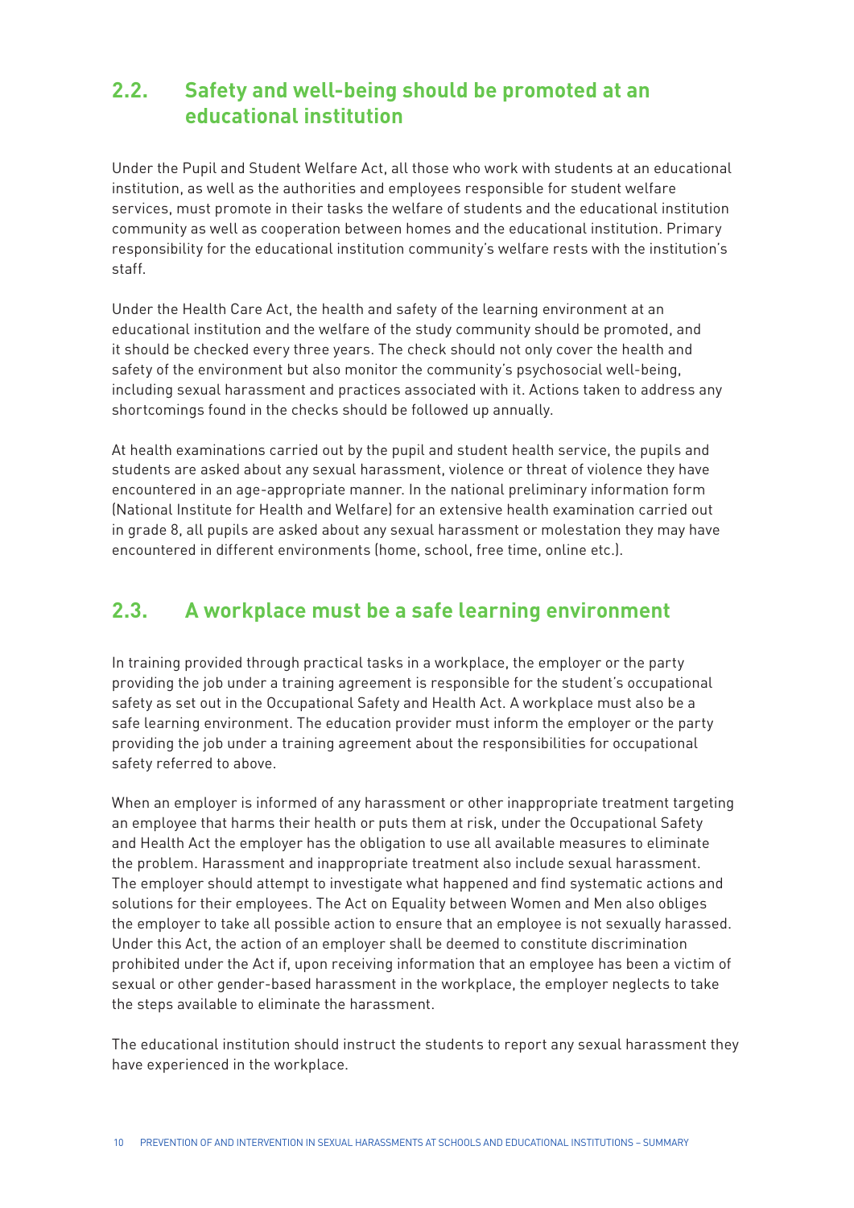## 2.2. Safety and well-being should be promoted at an educational institution

Under the Pupil and Student Welfare Act, all those who work with students at an educational institution, as well as the authorities and employees responsible for student welfare services, must promote in their tasks the welfare of students and the educational institution community as well as cooperation between homes and the educational institution. Primary responsibility for the educational institution community's welfare rests with the institution's staff.

Under the Health Care Act, the health and safety of the learning environment at an educational institution and the welfare of the study community should be promoted, and it should be checked every three years. The check should not only cover the health and safety of the environment but also monitor the community's psychosocial well-being, including sexual harassment and practices associated with it. Actions taken to address any shortcomings found in the checks should be followed up annually.

At health examinations carried out by the pupil and student health service, the pupils and students are asked about any sexual harassment, violence or threat of violence they have encountered in an age-appropriate manner. In the national preliminary information form (National Institute for Health and Welfare) for an extensive health examination carried out in grade 8, all pupils are asked about any sexual harassment or molestation they may have encountered in different environments (home, school, free time, online etc.).

## 2.3. A workplace must be a safe learning environment

In training provided through practical tasks in a workplace, the employer or the party providing the job under a training agreement is responsible for the student's occupational safety as set out in the Occupational Safety and Health Act. A workplace must also be a safe learning environment. The education provider must inform the employer or the party providing the job under a training agreement about the responsibilities for occupational safety referred to above.

When an employer is informed of any harassment or other inappropriate treatment targeting an employee that harms their health or puts them at risk, under the Occupational Safety and Health Act the employer has the obligation to use all available measures to eliminate the problem. Harassment and inappropriate treatment also include sexual harassment. The employer should attempt to investigate what happened and find systematic actions and solutions for their employees. The Act on Equality between Women and Men also obliges the employer to take all possible action to ensure that an employee is not sexually harassed. Under this Act, the action of an employer shall be deemed to constitute discrimination prohibited under the Act if, upon receiving information that an employee has been a victim of sexual or other gender-based harassment in the workplace, the employer neglects to take the steps available to eliminate the harassment.

The educational institution should instruct the students to report any sexual harassment they have experienced in the workplace.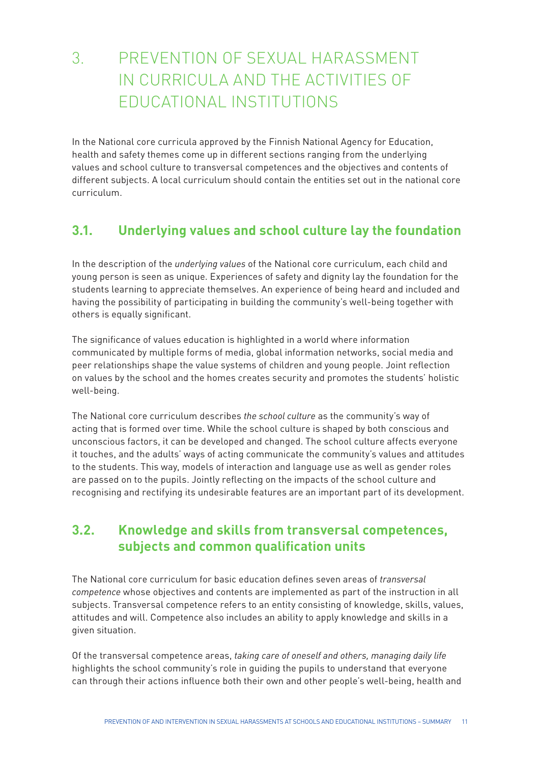# 3. PREVENTION OF SEXUAL HARASSMENT IN CURRICULA AND THE ACTIVITIES OF EDUCATIONAL INSTITUTIONS

In the National core curricula approved by the Finnish National Agency for Education, health and safety themes come up in different sections ranging from the underlying values and school culture to transversal competences and the objectives and contents of different subjects. A local curriculum should contain the entities set out in the national core curriculum.

## 3.1. Underlying values and school culture lay the foundation

In the description of the *underlying values* of the National core curriculum, each child and young person is seen as unique. Experiences of safety and dignity lay the foundation for the students learning to appreciate themselves. An experience of being heard and included and having the possibility of participating in building the community's well-being together with others is equally significant.

The significance of values education is highlighted in a world where information communicated by multiple forms of media, global information networks, social media and peer relationships shape the value systems of children and young people. Joint reflection on values by the school and the homes creates security and promotes the students' holistic well-being.

The National core curriculum describes *the school culture* as the community's way of acting that is formed over time. While the school culture is shaped by both conscious and unconscious factors, it can be developed and changed. The school culture affects everyone it touches, and the adults' ways of acting communicate the community's values and attitudes to the students. This way, models of interaction and language use as well as gender roles are passed on to the pupils. Jointly reflecting on the impacts of the school culture and recognising and rectifying its undesirable features are an important part of its development.

## 3.2. Knowledge and skills from transversal competences, subjects and common qualification units

The National core curriculum for basic education defines seven areas of *transversal competence* whose objectives and contents are implemented as part of the instruction in all subjects. Transversal competence refers to an entity consisting of knowledge, skills, values, attitudes and will. Competence also includes an ability to apply knowledge and skills in a given situation.

Of the transversal competence areas, *taking care of oneself and others, managing daily life* highlights the school community's role in guiding the pupils to understand that everyone can through their actions influence both their own and other people's well-being, health and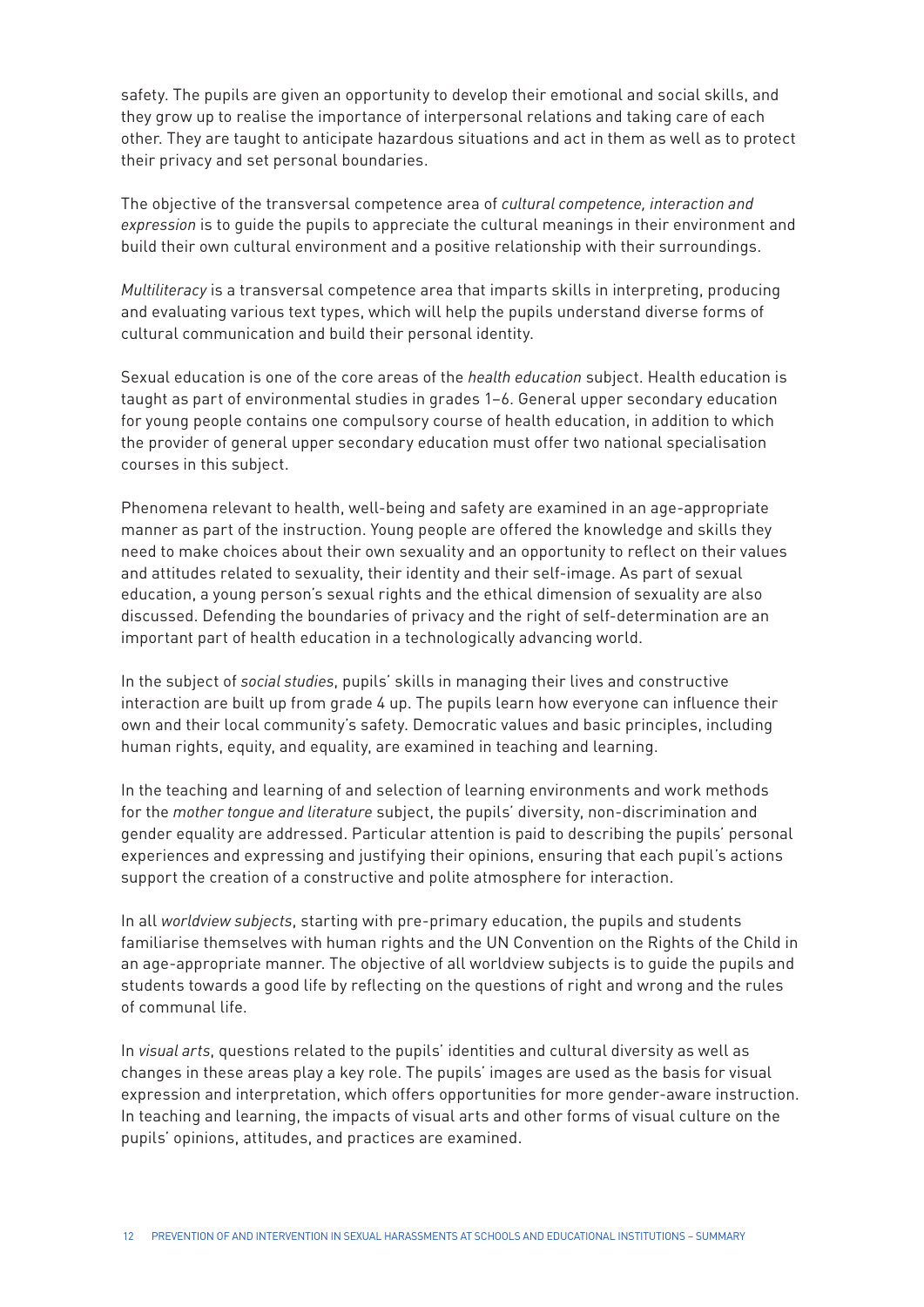safety. The pupils are given an opportunity to develop their emotional and social skills, and they grow up to realise the importance of interpersonal relations and taking care of each other. They are taught to anticipate hazardous situations and act in them as well as to protect their privacy and set personal boundaries.

The objective of the transversal competence area of *cultural competence, interaction and expression* is to guide the pupils to appreciate the cultural meanings in their environment and build their own cultural environment and a positive relationship with their surroundings.

*Multiliteracy* is a transversal competence area that imparts skills in interpreting, producing and evaluating various text types, which will help the pupils understand diverse forms of cultural communication and build their personal identity.

Sexual education is one of the core areas of the *health education* subject. Health education is taught as part of environmental studies in grades 1–6. General upper secondary education for young people contains one compulsory course of health education, in addition to which the provider of general upper secondary education must offer two national specialisation courses in this subject.

Phenomena relevant to health, well-being and safety are examined in an age-appropriate manner as part of the instruction. Young people are offered the knowledge and skills they need to make choices about their own sexuality and an opportunity to reflect on their values and attitudes related to sexuality, their identity and their self-image. As part of sexual education, a young person's sexual rights and the ethical dimension of sexuality are also discussed. Defending the boundaries of privacy and the right of self-determination are an important part of health education in a technologically advancing world.

In the subject of *social studies*, pupils' skills in managing their lives and constructive interaction are built up from grade 4 up. The pupils learn how everyone can influence their own and their local community's safety. Democratic values and basic principles, including human rights, equity, and equality, are examined in teaching and learning.

In the teaching and learning of and selection of learning environments and work methods for the *mother tongue and literature* subject, the pupils' diversity, non-discrimination and gender equality are addressed. Particular attention is paid to describing the pupils' personal experiences and expressing and justifying their opinions, ensuring that each pupil's actions support the creation of a constructive and polite atmosphere for interaction.

In all *worldview subjects*, starting with pre-primary education, the pupils and students familiarise themselves with human rights and the UN Convention on the Rights of the Child in an age-appropriate manner. The objective of all worldview subjects is to guide the pupils and students towards a good life by reflecting on the questions of right and wrong and the rules of communal life.

In *visual arts*, questions related to the pupils' identities and cultural diversity as well as changes in these areas play a key role. The pupils' images are used as the basis for visual expression and interpretation, which offers opportunities for more gender-aware instruction. In teaching and learning, the impacts of visual arts and other forms of visual culture on the pupils' opinions, attitudes, and practices are examined.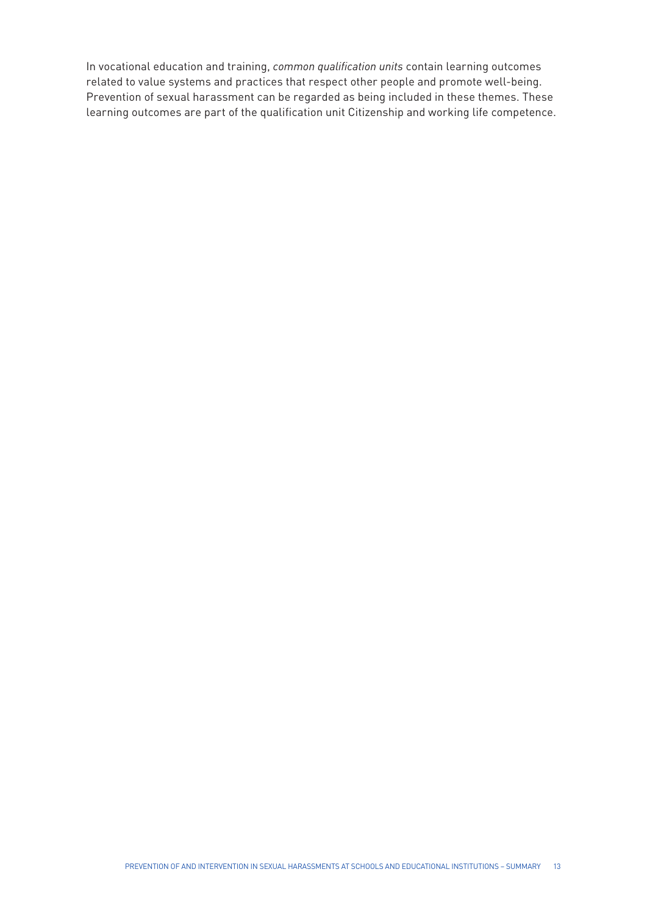In vocational education and training, *common qualification units* contain learning outcomes related to value systems and practices that respect other people and promote well-being. Prevention of sexual harassment can be regarded as being included in these themes. These learning outcomes are part of the qualification unit Citizenship and working life competence.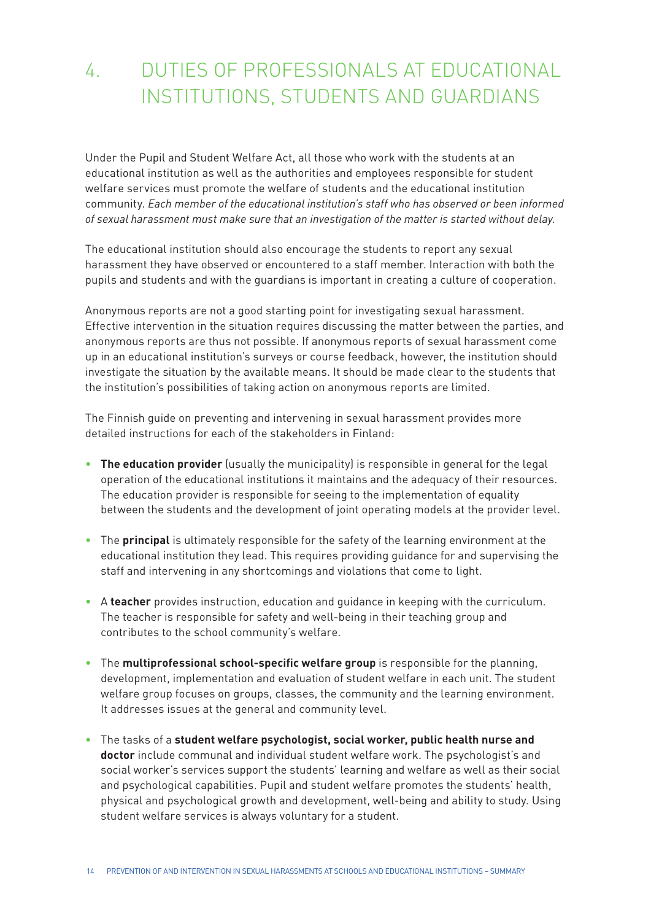# 4. DUTIES OF PROFESSIONALS AT EDUCATIONAL INSTITUTIONS, STUDENTS AND GUARDIANS

Under the Pupil and Student Welfare Act, all those who work with the students at an educational institution as well as the authorities and employees responsible for student welfare services must promote the welfare of students and the educational institution community. *Each member of the educational institution's staff who has observed or been informed of sexual harassment must make sure that an investigation of the matter is started without delay.*

The educational institution should also encourage the students to report any sexual harassment they have observed or encountered to a staff member. Interaction with both the pupils and students and with the guardians is important in creating a culture of cooperation.

Anonymous reports are not a good starting point for investigating sexual harassment. Effective intervention in the situation requires discussing the matter between the parties, and anonymous reports are thus not possible. If anonymous reports of sexual harassment come up in an educational institution's surveys or course feedback, however, the institution should investigate the situation by the available means. It should be made clear to the students that the institution's possibilities of taking action on anonymous reports are limited.

The Finnish guide on preventing and intervening in sexual harassment provides more detailed instructions for each of the stakeholders in Finland:

- **The education provider** (usually the municipality) is responsible in general for the legal operation of the educational institutions it maintains and the adequacy of their resources. The education provider is responsible for seeing to the implementation of equality between the students and the development of joint operating models at the provider level.
- The **principal** is ultimately responsible for the safety of the learning environment at the educational institution they lead. This requires providing guidance for and supervising the staff and intervening in any shortcomings and violations that come to light.
- A **teacher** provides instruction, education and guidance in keeping with the curriculum. The teacher is responsible for safety and well-being in their teaching group and contributes to the school community's welfare.
- The **multiprofessional school-specific welfare group** is responsible for the planning, development, implementation and evaluation of student welfare in each unit. The student welfare group focuses on groups, classes, the community and the learning environment. It addresses issues at the general and community level.
- The tasks of a **student welfare psychologist, social worker, public health nurse and doctor** include communal and individual student welfare work. The psychologist's and social worker's services support the students' learning and welfare as well as their social and psychological capabilities. Pupil and student welfare promotes the students' health, physical and psychological growth and development, well-being and ability to study. Using student welfare services is always voluntary for a student.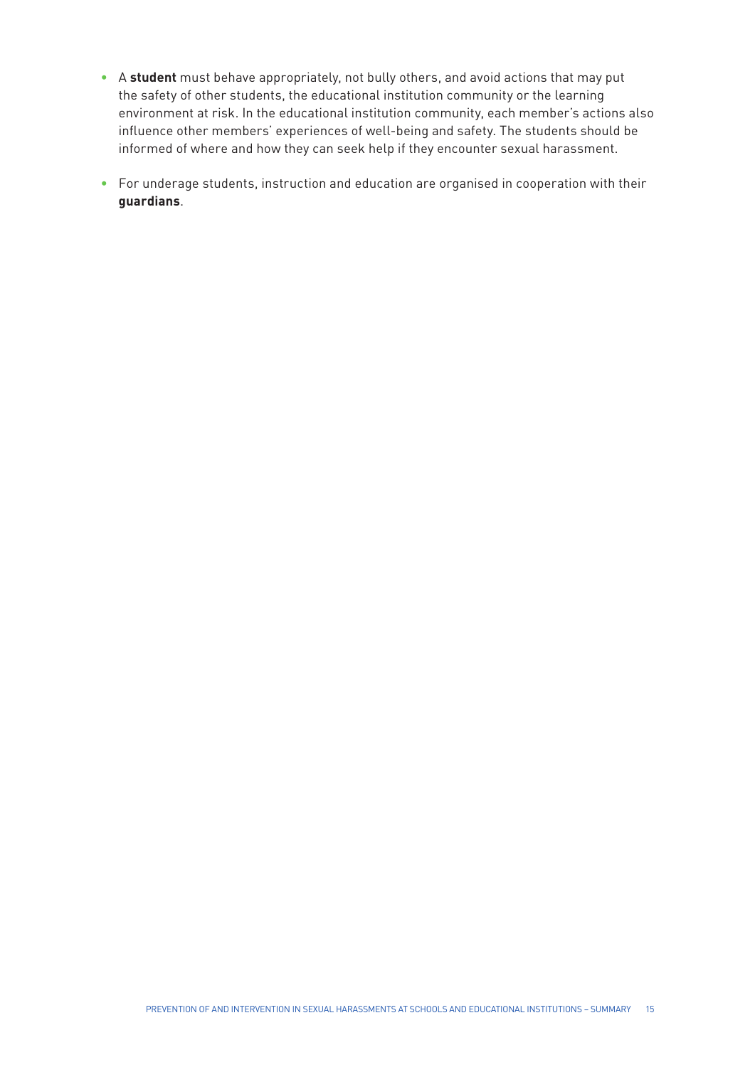- A **student** must behave appropriately, not bully others, and avoid actions that may put the safety of other students, the educational institution community or the learning environment at risk. In the educational institution community, each member's actions also influence other members' experiences of well-being and safety. The students should be informed of where and how they can seek help if they encounter sexual harassment.
- For underage students, instruction and education are organised in cooperation with their **guardians**.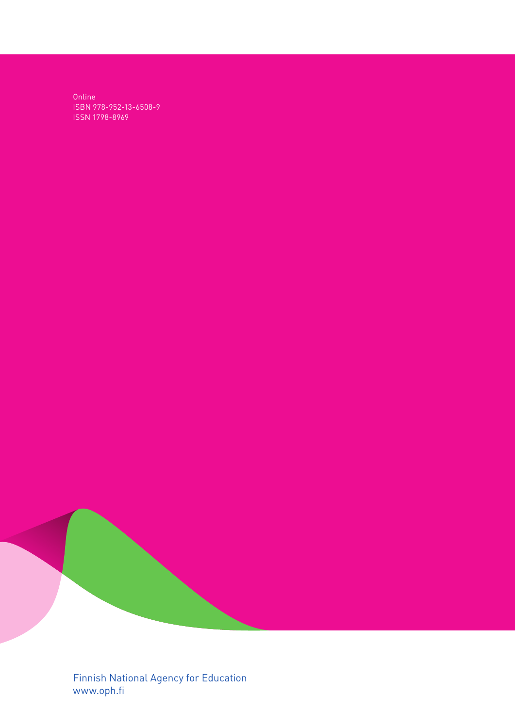Online
ISBN 978-952-13-6508-9
ISSN 1798-8969

Finnish National Agency for Education
www.oph.fi